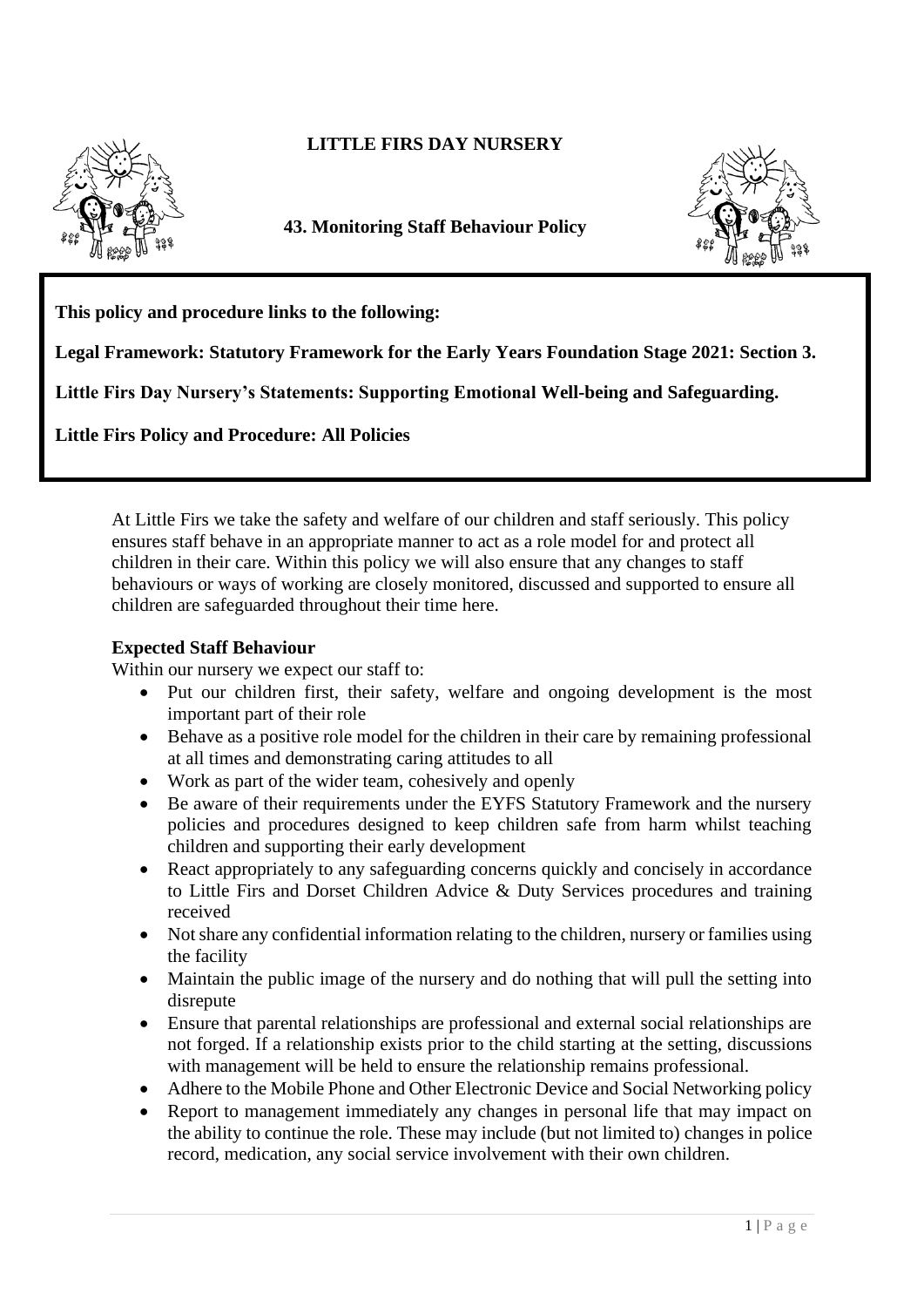# LITTLE FIRS DAY NURSERY

## 43. Monitoring Staff Behaviour Policy

**This policy and procedure links to the following:**

**Legal Framework: Statutory Framework for the Early Years Foundation Stage 2021: Section 3.**

**Little Firs Day Nursery's Statements: Supporting Emotional Well-being and Safeguarding.**

**Little Firs Policy and Procedure: All Policies**

At Little Firs we take the safety and welfare of our children and staff seriously. This policy ensures staff behave in an appropriate manner to act as a role model for and protect all children in their care. Within this policy we will also ensure that any changes to staff behaviours or ways of working are closely monitored, discussed and supported to ensure all children are safeguarded throughout their time here.

### Expected Staff Behaviour

Within our nursery we expect our staff to:

- Put our children first, their safety, welfare and ongoing development is the most important part of their role
- Behave as a positive role model for the children in their care by remaining professional at all times and demonstrating caring attitudes to all
- Work as part of the wider team, cohesively and openly
- Be aware of their requirements under the EYFS Statutory Framework and the nursery policies and procedures designed to keep children safe from harm whilst teaching children and supporting their early development
- React appropriately to any safeguarding concerns quickly and concisely in accordance to Little Firs and Dorset Children Advice & Duty Services procedures and training received
- Not share any confidential information relating to the children, nursery or families using the facility
- Maintain the public image of the nursery and do nothing that will pull the setting into disrepute
- Ensure that parental relationships are professional and external social relationships are not forged. If a relationship exists prior to the child starting at the setting, discussions with management will be held to ensure the relationship remains professional.
- Adhere to the Mobile Phone and Other Electronic Device and Social Networking policy
- Report to management immediately any changes in personal life that may impact on the ability to continue the role. These may include (but not limited to) changes in police record, medication, any social service involvement with their own children.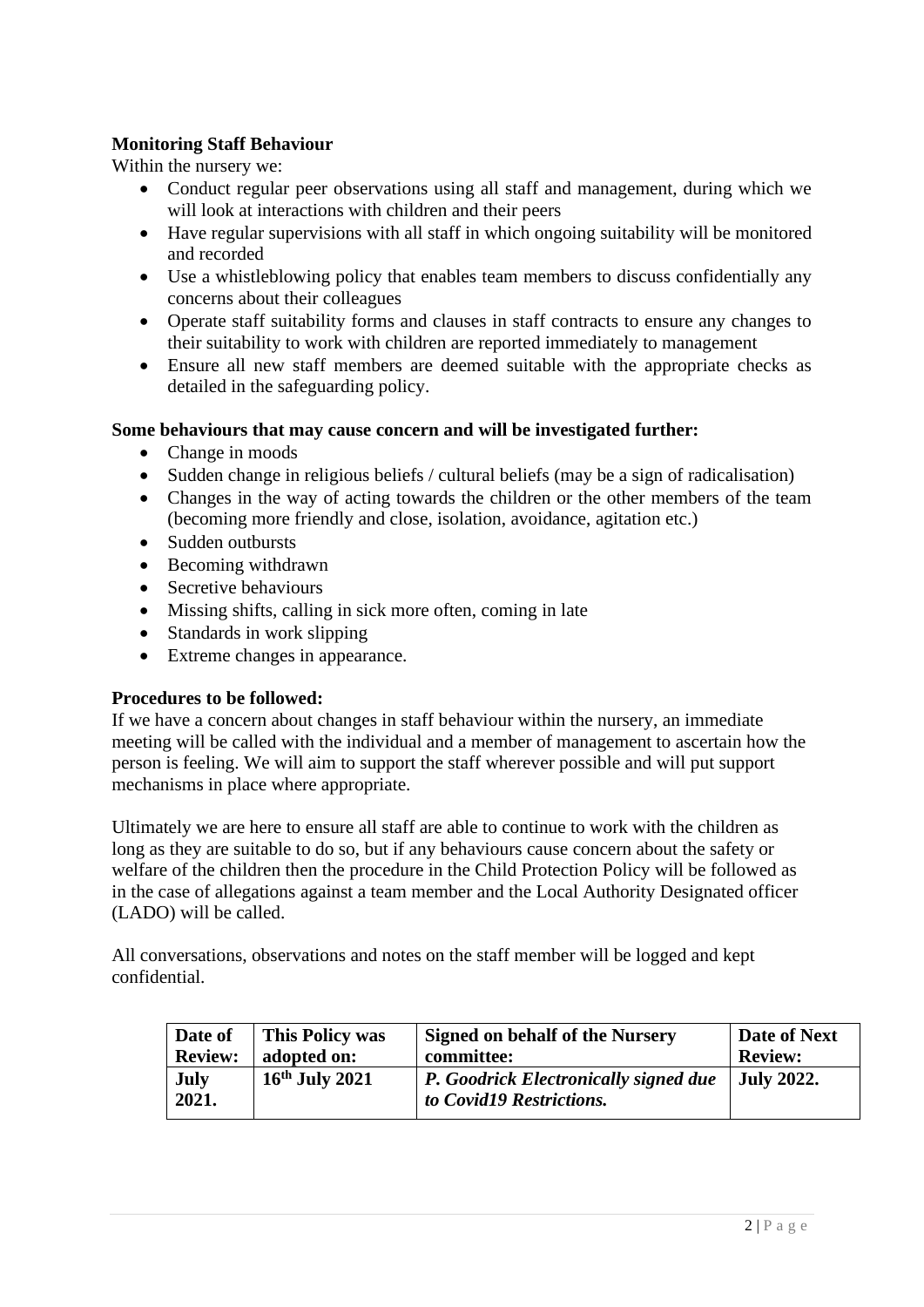**Monitoring Staff Behaviour**

Within the nursery we:

- Conduct regular peer observations using all staff and management, during which we will look at interactions with children and their peers
- Have regular supervisions with all staff in which ongoing suitability will be monitored and recorded
- Use a whistleblowing policy that enables team members to discuss confidentially any concerns about their colleagues
- Operate staff suitability forms and clauses in staff contracts to ensure any changes to their suitability to work with children are reported immediately to management
- Ensure all new staff members are deemed suitable with the appropriate checks as detailed in the safeguarding policy.

**Some behaviours that may cause concern and will be investigated further:**

- Change in moods
- Sudden change in religious beliefs / cultural beliefs (may be a sign of radicalisation)
- Changes in the way of acting towards the children or the other members of the team (becoming more friendly and close, isolation, avoidance, agitation etc.)
- Sudden outbursts
- Becoming withdrawn
- Secretive behaviours
- Missing shifts, calling in sick more often, coming in late
- Standards in work slipping
- Extreme changes in appearance.

**Procedures to be followed:**

If we have a concern about changes in staff behaviour within the nursery, an immediate meeting will be called with the individual and a member of management to ascertain how the person is feeling. We will aim to support the staff wherever possible and will put support mechanisms in place where appropriate.

Ultimately we are here to ensure all staff are able to continue to work with the children as long as they are suitable to do so, but if any behaviours cause concern about the safety or welfare of the children then the procedure in the Child Protection Policy will be followed as in the case of allegations against a team member and the Local Authority Designated officer (LADO) will be called.

All conversations, observations and notes on the staff member will be logged and kept confidential.

| Date of Review: | This Policy was adopted on: | Signed on behalf of the Nursery committee: | Date of Next Review: |
|---|---|---|---|
| **July 2021.** | **16th July 2021** | ***P. Goodrick Electronically signed due to Covid19 Restrictions.*** | **July 2022.** |